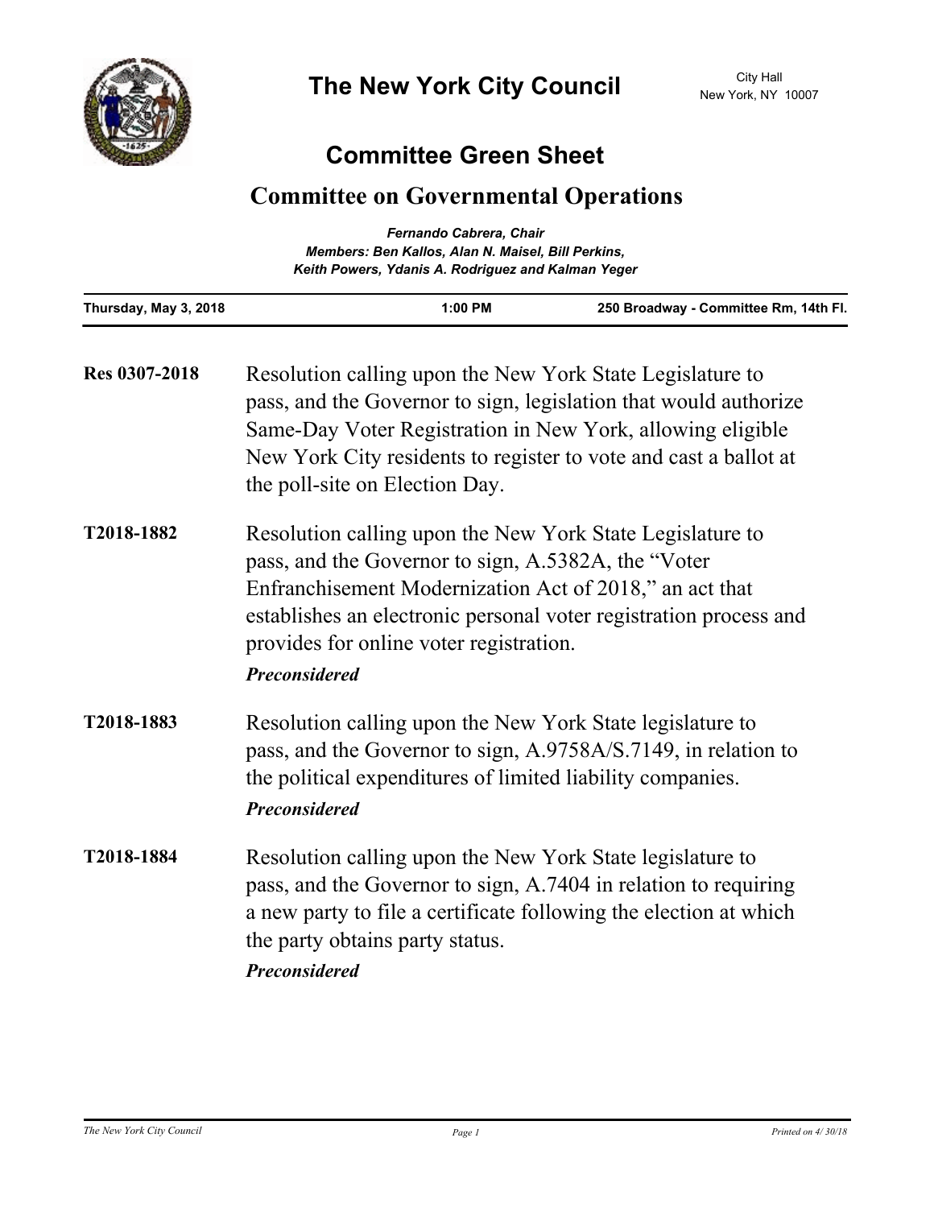# The New York City Council

City Hall
New York, NY 10007

## Committee Green Sheet

## Committee on Governmental Operations

*Fernando Cabrera, Chair*
*Members: Ben Kallos, Alan N. Maisel, Bill Perkins, Keith Powers, Ydanis A. Rodriguez and Kalman Yeger*

| Thursday, May 3, 2018 | 1:00 PM | 250 Broadway - Committee Rm, 14th Fl. |
|---|---|---|

**Res 0307-2018** Resolution calling upon the New York State Legislature to pass, and the Governor to sign, legislation that would authorize Same-Day Voter Registration in New York, allowing eligible New York City residents to register to vote and cast a ballot at the poll-site on Election Day.

**T2018-1882** Resolution calling upon the New York State Legislature to pass, and the Governor to sign, A.5382A, the "Voter Enfranchisement Modernization Act of 2018," an act that establishes an electronic personal voter registration process and provides for online voter registration.

***Preconsidered***

**T2018-1883** Resolution calling upon the New York State legislature to pass, and the Governor to sign, A.9758A/S.7149, in relation to the political expenditures of limited liability companies.

***Preconsidered***

**T2018-1884** Resolution calling upon the New York State legislature to pass, and the Governor to sign, A.7404 in relation to requiring a new party to file a certificate following the election at which the party obtains party status.

***Preconsidered***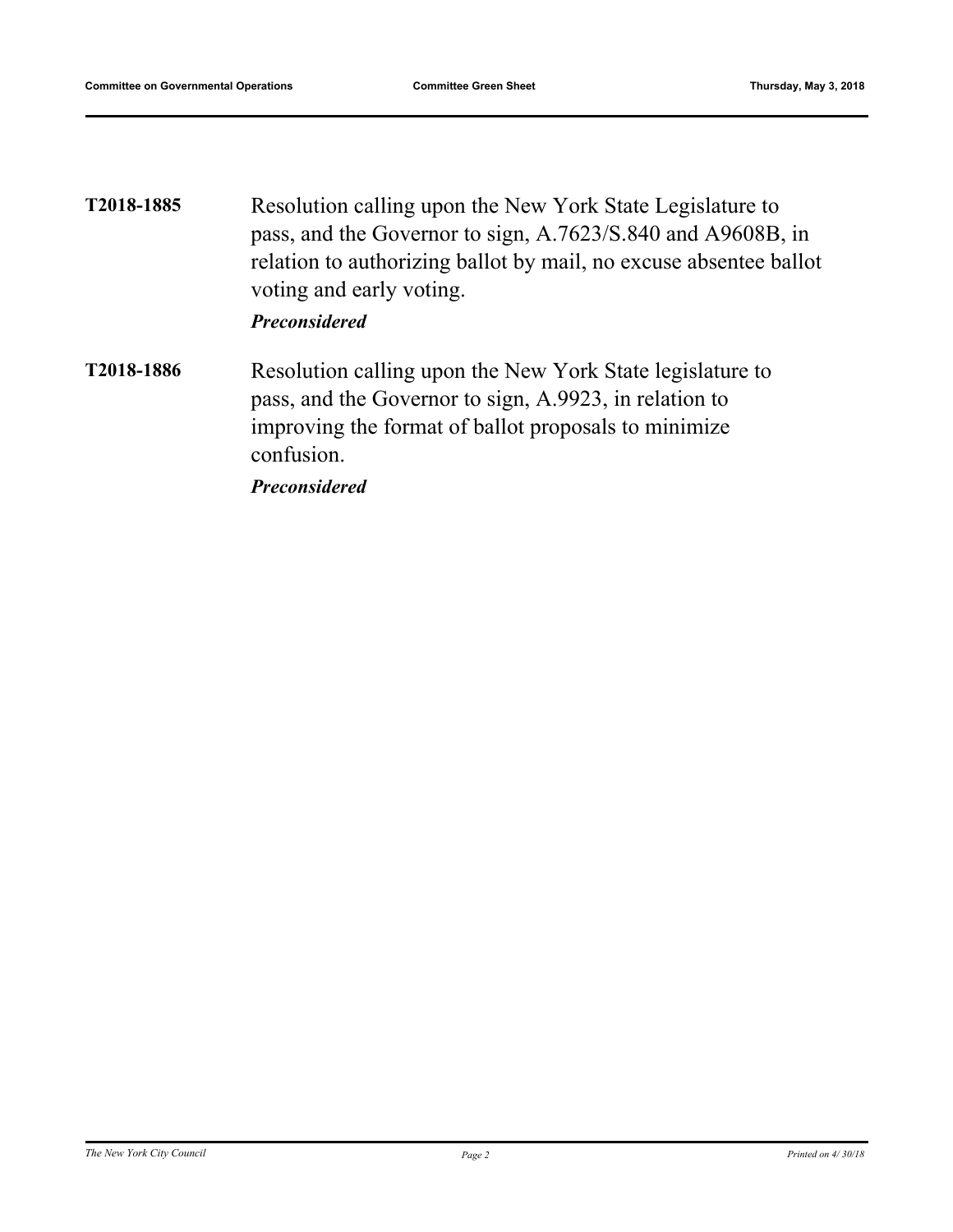**T2018-1885**

Resolution calling upon the New York State Legislature to pass, and the Governor to sign, A.7623/S.840 and A9608B, in relation to authorizing ballot by mail, no excuse absentee ballot voting and early voting.

***Preconsidered***

**T2018-1886**

Resolution calling upon the New York State legislature to pass, and the Governor to sign, A.9923, in relation to improving the format of ballot proposals to minimize confusion.

***Preconsidered***